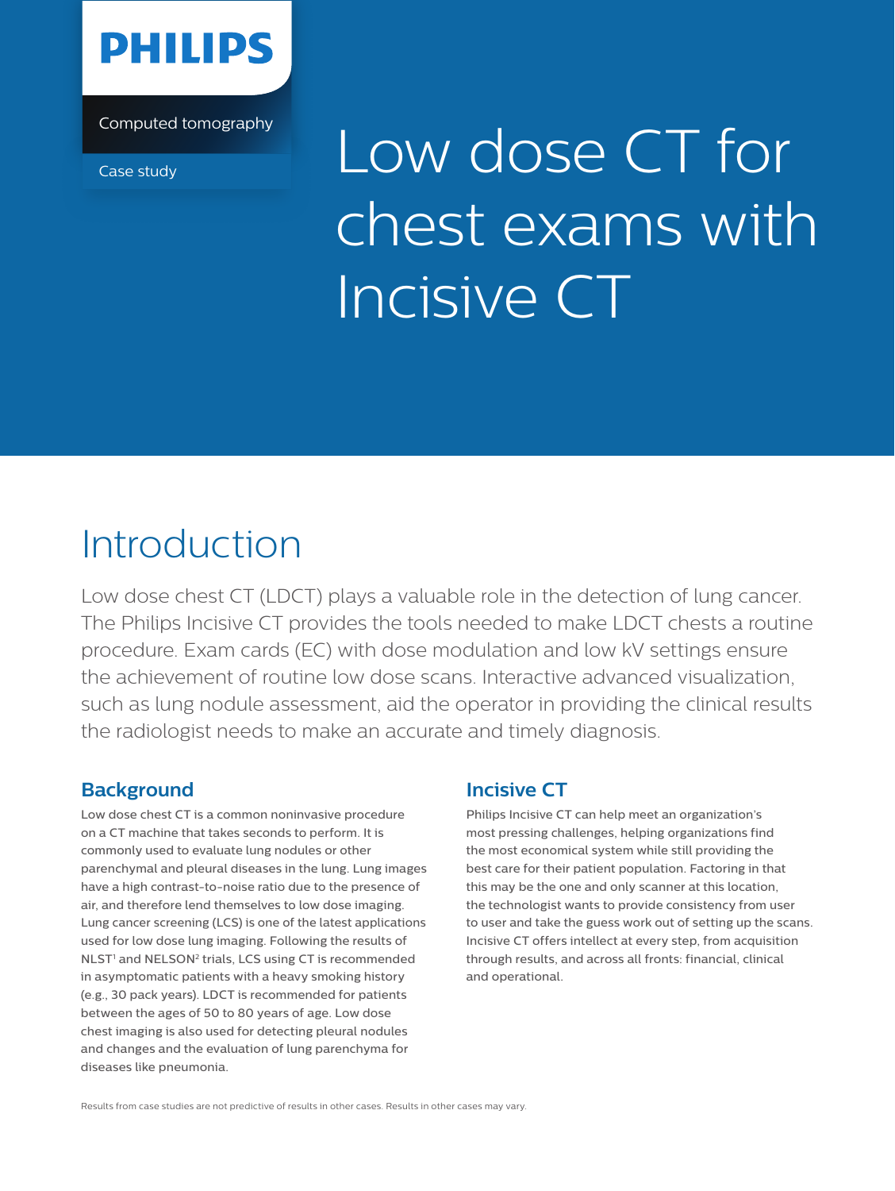PHILIPS

Computed tomography

Case study

# Low dose CT for chest exams with Incisive CT

## Introduction

Low dose chest CT (LDCT) plays a valuable role in the detection of lung cancer. The Philips Incisive CT provides the tools needed to make LDCT chests a routine procedure. Exam cards (EC) with dose modulation and low kV settings ensure the achievement of routine low dose scans. Interactive advanced visualization, such as lung nodule assessment, aid the operator in providing the clinical results the radiologist needs to make an accurate and timely diagnosis.

### Background

Low dose chest CT is a common noninvasive procedure on a CT machine that takes seconds to perform. It is commonly used to evaluate lung nodules or other parenchymal and pleural diseases in the lung. Lung images have a high contrast-to-noise ratio due to the presence of air, and therefore lend themselves to low dose imaging. Lung cancer screening (LCS) is one of the latest applications used for low dose lung imaging. Following the results of NLST[1] and NELSON[2] trials, LCS using CT is recommended in asymptomatic patients with a heavy smoking history (e.g., 30 pack years). LDCT is recommended for patients between the ages of 50 to 80 years of age. Low dose chest imaging is also used for detecting pleural nodules and changes and the evaluation of lung parenchyma for diseases like pneumonia.

### Incisive CT

Philips Incisive CT can help meet an organization's most pressing challenges, helping organizations find the most economical system while still providing the best care for their patient population. Factoring in that this may be the one and only scanner at this location, the technologist wants to provide consistency from user to user and take the guess work out of setting up the scans. Incisive CT offers intellect at every step, from acquisition through results, and across all fronts: financial, clinical and operational.

Results from case studies are not predictive of results in other cases. Results in other cases may vary.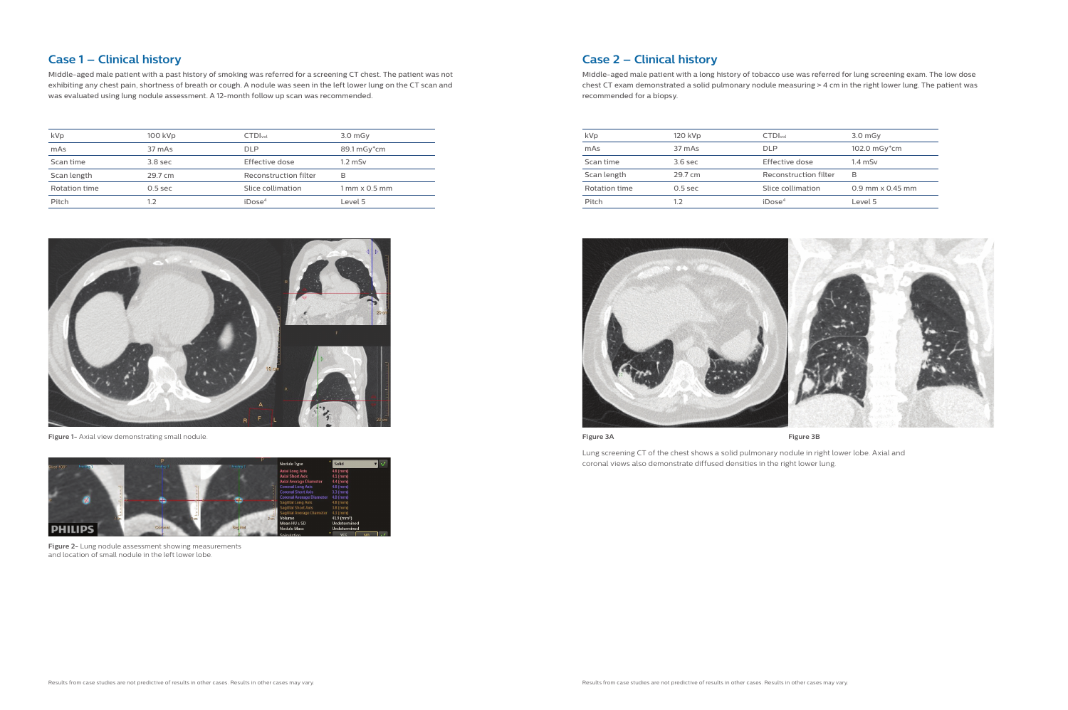## Case 1 – Clinical history

Middle-aged male patient with a past history of smoking was referred for a screening CT chest. The patient was not exhibiting any chest pain, shortness of breath or cough. A nodule was seen in the left lower lung on the CT scan and was evaluated using lung nodule assessment. A 12-month follow up scan was recommended.

| kVp | 100 kVp | $CTDI_{vol}$ | 3.0 mGy |
|---|---|---|---|
| mAs | 37 mAs | DLP | 89.1 mGy*cm |
| Scan time | 3.8 sec | Effective dose | 1.2 mSv |
| Scan length | 29.7 cm | Reconstruction filter | B |
| Rotation time | 0.5 sec | Slice collimation | 1 mm x 0.5 mm |
| Pitch | 1.2 | iDose[4] | Level 5 |

**Figure 1**– Axial view demonstrating small nodule.

**Figure 2**– Lung nodule assessment showing measurements and location of small nodule in the left lower lobe.

## Case 2 – Clinical history

Middle-aged male patient with a long history of tobacco use was referred for lung screening exam. The low dose chest CT exam demonstrated a solid pulmonary nodule measuring > 4 cm in the right lower lung. The patient was recommended for a biopsy.

| kVp | 120 kVp | $CTDI_{vol}$ | 3.0 mGy |
|---|---|---|---|
| mAs | 37 mAs | DLP | 102.0 mGy*cm |
| Scan time | 3.6 sec | Effective dose | 1.4 mSv |
| Scan length | 29.7 cm | Reconstruction filter | B |
| Rotation time | 0.5 sec | Slice collimation | 0.9 mm x 0.45 mm |
| Pitch | 1.2 | iDose[4] | Level 5 |

**Figure 3A**

**Figure 3B**

Lung screening CT of the chest shows a solid pulmonary nodule in right lower lobe. Axial and coronal views also demonstrate diffused densities in the right lower lung.

Results from case studies are not predictive of results in other cases. Results in other cases may vary.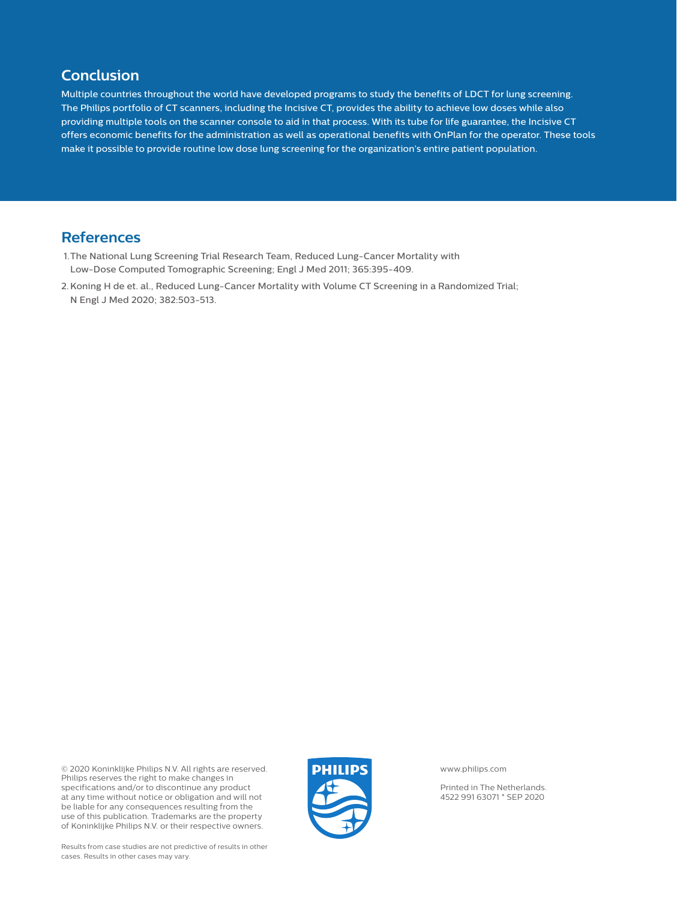## Conclusion

Multiple countries throughout the world have developed programs to study the benefits of LDCT for lung screening. The Philips portfolio of CT scanners, including the Incisive CT, provides the ability to achieve low doses while also providing multiple tools on the scanner console to aid in that process. With its tube for life guarantee, the Incisive CT offers economic benefits for the administration as well as operational benefits with OnPlan for the operator. These tools make it possible to provide routine low dose lung screening for the organization's entire patient population.

## References

1. The National Lung Screening Trial Research Team, Reduced Lung-Cancer Mortality with Low-Dose Computed Tomographic Screening; Engl J Med 2011; 365:395-409.
2. Koning H de et. al., Reduced Lung-Cancer Mortality with Volume CT Screening in a Randomized Trial; N Engl J Med 2020; 382:503-513.

© 2020 Koninklijke Philips N.V. All rights are reserved. Philips reserves the right to make changes in specifications and/or to discontinue any product at any time without notice or obligation and will not be liable for any consequences resulting from the use of this publication. Trademarks are the property of Koninklijke Philips N.V. or their respective owners.

Results from case studies are not predictive of results in other cases. Results in other cases may vary.

PHILIPS

www.philips.com

Printed in The Netherlands.
4522 991 63071 * SEP 2020